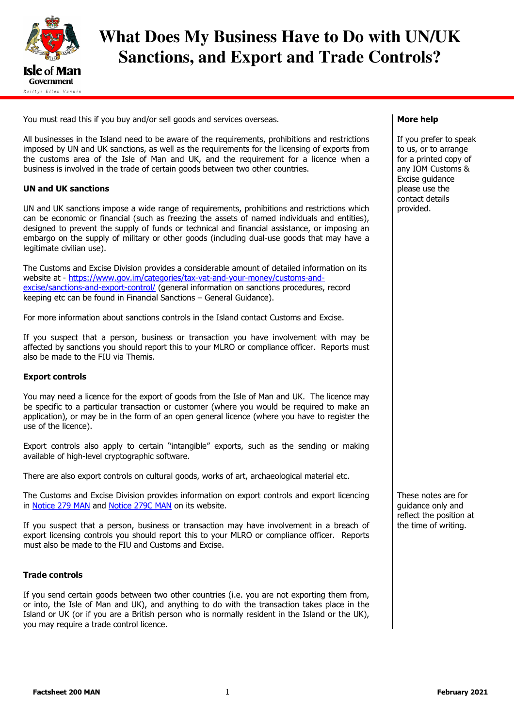# What Does My Business Have to Do with UN/UK Sanctions, and Export and Trade Controls?

You must read this if you buy and/or sell goods and services overseas.

All businesses in the Island need to be aware of the requirements, prohibitions and restrictions imposed by UN and UK sanctions, as well as the requirements for the licensing of exports from the customs area of the Isle of Man and UK, and the requirement for a licence when a business is involved in the trade of certain goods between two other countries.

**UN and UK sanctions**

UN and UK sanctions impose a wide range of requirements, prohibitions and restrictions which can be economic or financial (such as freezing the assets of named individuals and entities), designed to prevent the supply of funds or technical and financial assistance, or imposing an embargo on the supply of military or other goods (including dual-use goods that may have a legitimate civilian use).

The Customs and Excise Division provides a considerable amount of detailed information on its website at - [https://www.gov.im/categories/tax-vat-and-your-money/customs-and-excise/sanctions-and-export-control/](https://www.gov.im/categories/tax-vat-and-your-money/customs-and-excise/sanctions-and-export-control/) (general information on sanctions procedures, record keeping etc can be found in Financial Sanctions – General Guidance).

For more information about sanctions controls in the Island contact Customs and Excise.

If you suspect that a person, business or transaction you have involvement with may be affected by sanctions you should report this to your MLRO or compliance officer. Reports must also be made to the FIU via Themis.

**Export controls**

You may need a licence for the export of goods from the Isle of Man and UK. The licence may be specific to a particular transaction or customer (where you would be required to make an application), or may be in the form of an open general licence (where you have to register the use of the licence).

Export controls also apply to certain "intangible" exports, such as the sending or making available of high-level cryptographic software.

There are also export controls on cultural goods, works of art, archaeological material etc.

The Customs and Excise Division provides information on export controls and export licencing in Notice 279 MAN and Notice 279C MAN on its website.

If you suspect that a person, business or transaction may have involvement in a breach of export licensing controls you should report this to your MLRO or compliance officer. Reports must also be made to the FIU and Customs and Excise.

**Trade controls**

If you send certain goods between two other countries (i.e. you are not exporting them from, or into, the Isle of Man and UK), and anything to do with the transaction takes place in the Island or UK (or if you are a British person who is normally resident in the Island or the UK), you may require a trade control licence.

**More help**

If you prefer to speak to us, or to arrange for a printed copy of any IOM Customs & Excise guidance please use the contact details provided.

These notes are for guidance only and reflect the position at the time of writing.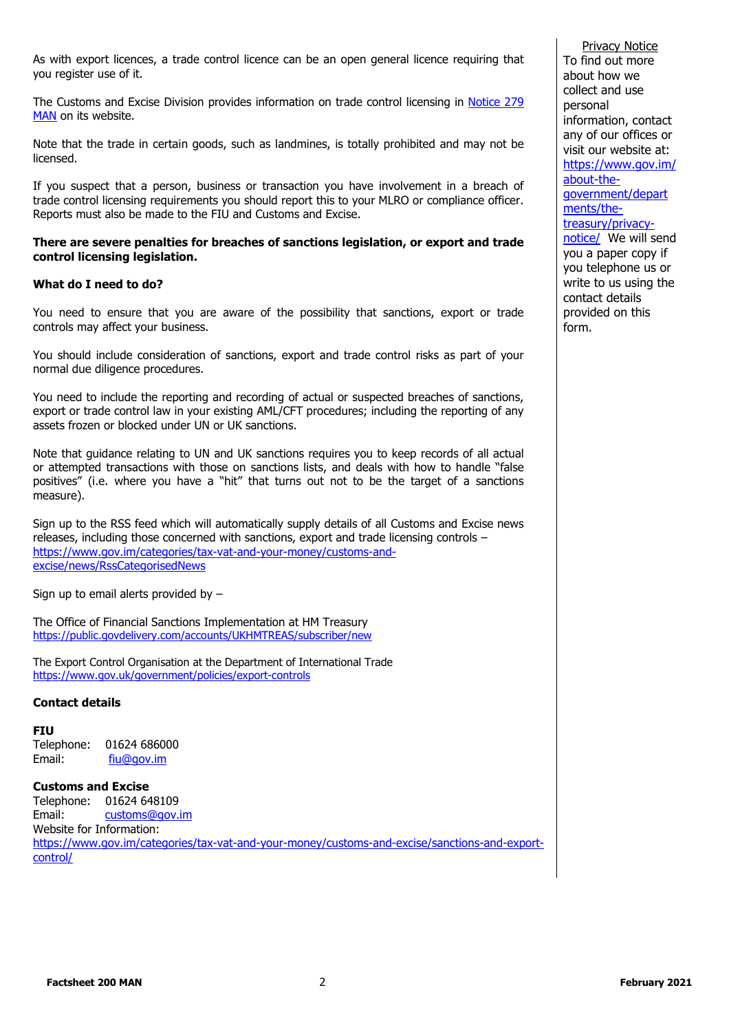As with export licences, a trade control licence can be an open general licence requiring that you register use of it.

The Customs and Excise Division provides information on trade control licensing in [Notice 279 MAN](#) on its website.

Note that the trade in certain goods, such as landmines, is totally prohibited and may not be licensed.

If you suspect that a person, business or transaction you have involvement in a breach of trade control licensing requirements you should report this to your MLRO or compliance officer. Reports must also be made to the FIU and Customs and Excise.

**There are severe penalties for breaches of sanctions legislation, or export and trade control licensing legislation.**

**What do I need to do?**

You need to ensure that you are aware of the possibility that sanctions, export or trade controls may affect your business.

You should include consideration of sanctions, export and trade control risks as part of your normal due diligence procedures.

You need to include the reporting and recording of actual or suspected breaches of sanctions, export or trade control law in your existing AML/CFT procedures; including the reporting of any assets frozen or blocked under UN or UK sanctions.

Note that guidance relating to UN and UK sanctions requires you to keep records of all actual or attempted transactions with those on sanctions lists, and deals with how to handle "false positives" (i.e. where you have a "hit" that turns out not to be the target of a sanctions measure).

Sign up to the RSS feed which will automatically supply details of all Customs and Excise news releases, including those concerned with sanctions, export and trade licensing controls – https://www.gov.im/categories/tax-vat-and-your-money/customs-and-excise/news/RssCategorisedNews

Sign up to email alerts provided by –

The Office of Financial Sanctions Implementation at HM Treasury
https://public.govdelivery.com/accounts/UKHMTREAS/subscriber/new

The Export Control Organisation at the Department of International Trade
https://www.gov.uk/government/policies/export-controls

**Contact details**

**FIU**
Telephone: 01624 686000
Email: fiu@gov.im

**Customs and Excise**
Telephone: 01624 648109
Email: customs@gov.im
Website for Information:
https://www.gov.im/categories/tax-vat-and-your-money/customs-and-excise/sanctions-and-export-control/

Privacy Notice

To find out more about how we collect and use personal information, contact any of our offices or visit our website at: https://www.gov.im/about-the-government/departments/the-treasury/privacy-notice/ We will send you a paper copy if you telephone us or write to us using the contact details provided on this form.